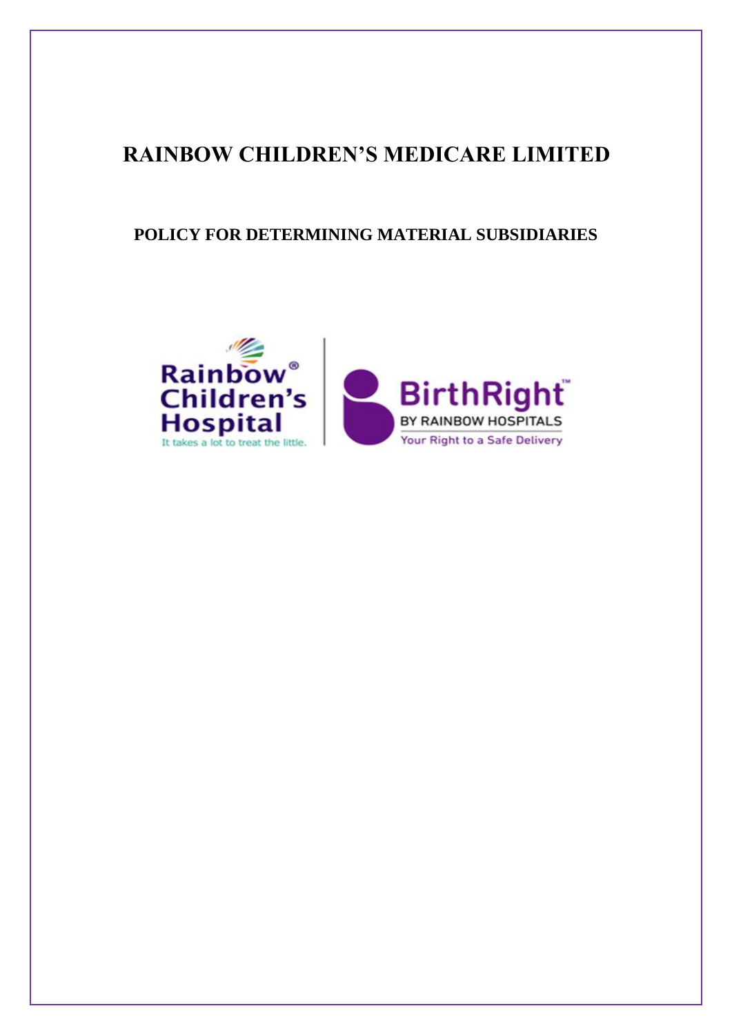# RAINBOW CHILDREN'S MEDICARE LIMITED

## POLICY FOR DETERMINING MATERIAL SUBSIDIARIES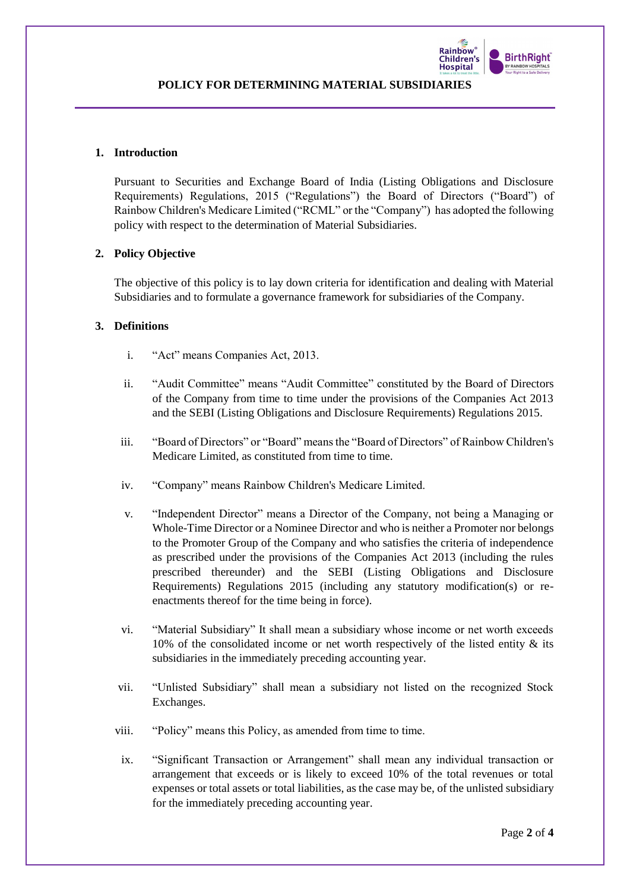# POLICY FOR DETERMINING MATERIAL SUBSIDIARIES

## 1. Introduction

Pursuant to Securities and Exchange Board of India (Listing Obligations and Disclosure Requirements) Regulations, 2015 ("Regulations") the Board of Directors ("Board") of Rainbow Children's Medicare Limited ("RCML" or the "Company") has adopted the following policy with respect to the determination of Material Subsidiaries.

## 2. Policy Objective

The objective of this policy is to lay down criteria for identification and dealing with Material Subsidiaries and to formulate a governance framework for subsidiaries of the Company.

## 3. Definitions

i. "Act" means Companies Act, 2013.

ii. "Audit Committee" means "Audit Committee" constituted by the Board of Directors of the Company from time to time under the provisions of the Companies Act 2013 and the SEBI (Listing Obligations and Disclosure Requirements) Regulations 2015.

iii. "Board of Directors" or "Board" means the "Board of Directors" of Rainbow Children's Medicare Limited, as constituted from time to time.

iv. "Company" means Rainbow Children's Medicare Limited.

v. "Independent Director" means a Director of the Company, not being a Managing or Whole-Time Director or a Nominee Director and who is neither a Promoter nor belongs to the Promoter Group of the Company and who satisfies the criteria of independence as prescribed under the provisions of the Companies Act 2013 (including the rules prescribed thereunder) and the SEBI (Listing Obligations and Disclosure Requirements) Regulations 2015 (including any statutory modification(s) or re-enactments thereof for the time being in force).

vi. "Material Subsidiary" It shall mean a subsidiary whose income or net worth exceeds 10% of the consolidated income or net worth respectively of the listed entity & its subsidiaries in the immediately preceding accounting year.

vii. "Unlisted Subsidiary" shall mean a subsidiary not listed on the recognized Stock Exchanges.

viii. "Policy" means this Policy, as amended from time to time.

ix. "Significant Transaction or Arrangement" shall mean any individual transaction or arrangement that exceeds or is likely to exceed 10% of the total revenues or total expenses or total assets or total liabilities, as the case may be, of the unlisted subsidiary for the immediately preceding accounting year.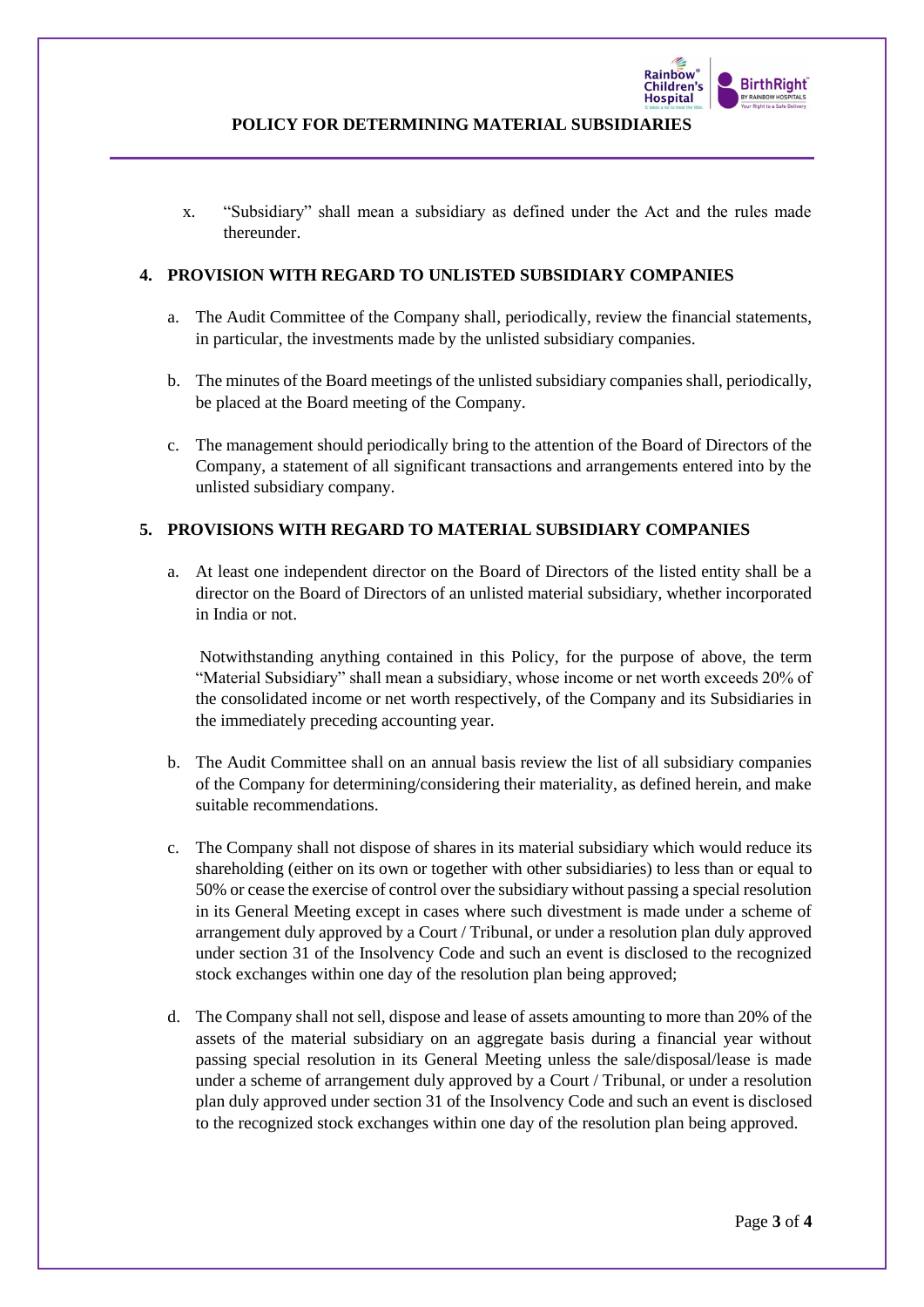x. "Subsidiary" shall mean a subsidiary as defined under the Act and the rules made thereunder.

## 4. PROVISION WITH REGARD TO UNLISTED SUBSIDIARY COMPANIES

a. The Audit Committee of the Company shall, periodically, review the financial statements, in particular, the investments made by the unlisted subsidiary companies.

b. The minutes of the Board meetings of the unlisted subsidiary companies shall, periodically, be placed at the Board meeting of the Company.

c. The management should periodically bring to the attention of the Board of Directors of the Company, a statement of all significant transactions and arrangements entered into by the unlisted subsidiary company.

## 5. PROVISIONS WITH REGARD TO MATERIAL SUBSIDIARY COMPANIES

a. At least one independent director on the Board of Directors of the listed entity shall be a director on the Board of Directors of an unlisted material subsidiary, whether incorporated in India or not.

   Notwithstanding anything contained in this Policy, for the purpose of above, the term "Material Subsidiary" shall mean a subsidiary, whose income or net worth exceeds 20% of the consolidated income or net worth respectively, of the Company and its Subsidiaries in the immediately preceding accounting year.

b. The Audit Committee shall on an annual basis review the list of all subsidiary companies of the Company for determining/considering their materiality, as defined herein, and make suitable recommendations.

c. The Company shall not dispose of shares in its material subsidiary which would reduce its shareholding (either on its own or together with other subsidiaries) to less than or equal to 50% or cease the exercise of control over the subsidiary without passing a special resolution in its General Meeting except in cases where such divestment is made under a scheme of arrangement duly approved by a Court / Tribunal, or under a resolution plan duly approved under section 31 of the Insolvency Code and such an event is disclosed to the recognized stock exchanges within one day of the resolution plan being approved;

d. The Company shall not sell, dispose and lease of assets amounting to more than 20% of the assets of the material subsidiary on an aggregate basis during a financial year without passing special resolution in its General Meeting unless the sale/disposal/lease is made under a scheme of arrangement duly approved by a Court / Tribunal, or under a resolution plan duly approved under section 31 of the Insolvency Code and such an event is disclosed to the recognized stock exchanges within one day of the resolution plan being approved.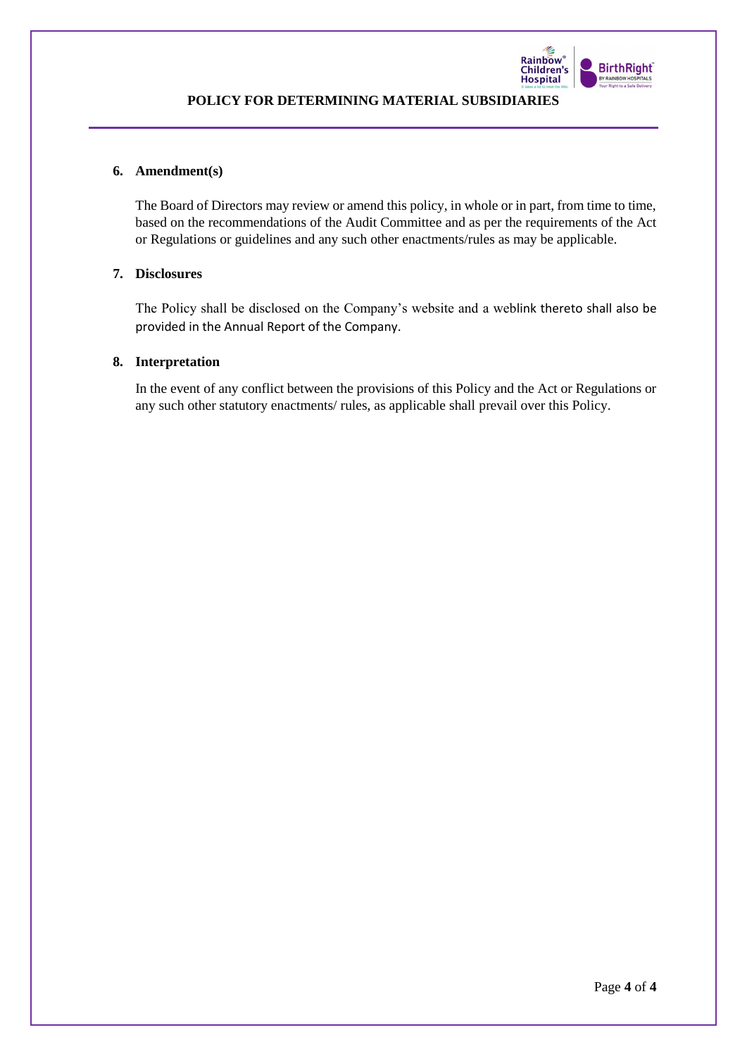## 6. Amendment(s)

The Board of Directors may review or amend this policy, in whole or in part, from time to time, based on the recommendations of the Audit Committee and as per the requirements of the Act or Regulations or guidelines and any such other enactments/rules as may be applicable.

## 7. Disclosures

The Policy shall be disclosed on the Company's website and a weblink thereto shall also be provided in the Annual Report of the Company.

## 8. Interpretation

In the event of any conflict between the provisions of this Policy and the Act or Regulations or any such other statutory enactments/ rules, as applicable shall prevail over this Policy.